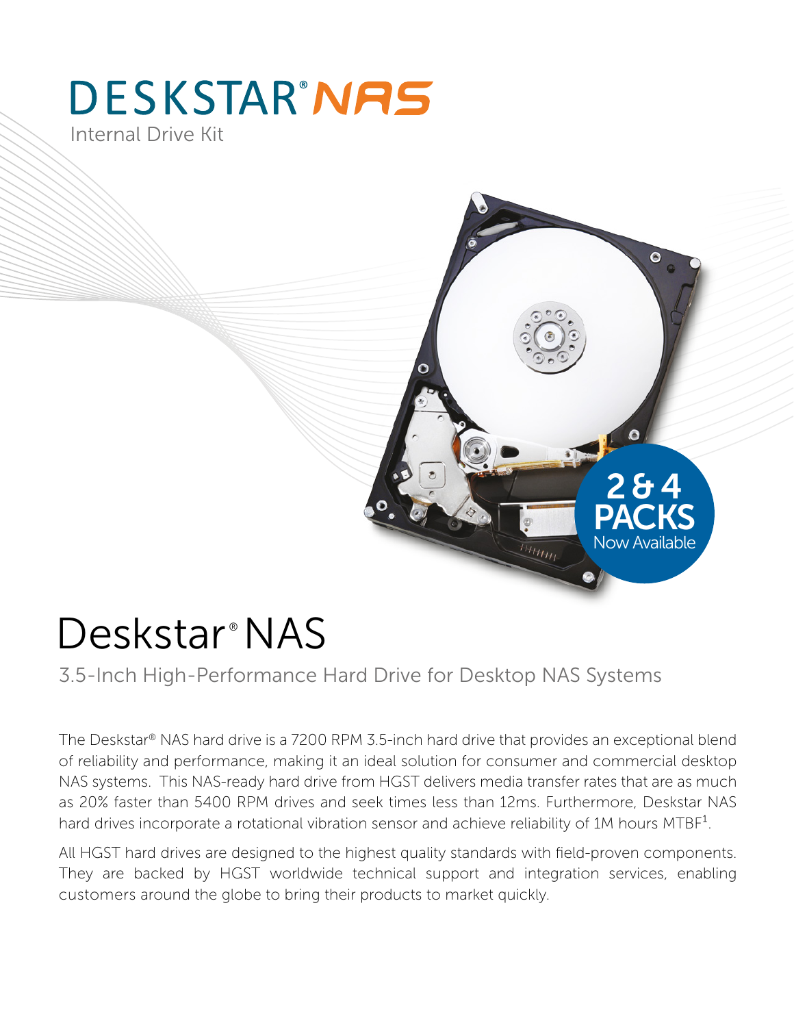# DESKSTAR® NAS

Internal Drive Kit

2 & 4 PACKS Now Available

# Deskstar® NAS

## 3.5-Inch High-Performance Hard Drive for Desktop NAS Systems

The Deskstar® NAS hard drive is a 7200 RPM 3.5-inch hard drive that provides an exceptional blend of reliability and performance, making it an ideal solution for consumer and commercial desktop NAS systems. This NAS-ready hard drive from HGST delivers media transfer rates that are as much as 20% faster than 5400 RPM drives and seek times less than 12ms. Furthermore, Deskstar NAS hard drives incorporate a rotational vibration sensor and achieve reliability of 1M hours MTBF[1].

All HGST hard drives are designed to the highest quality standards with field-proven components. They are backed by HGST worldwide technical support and integration services, enabling customers around the globe to bring their products to market quickly.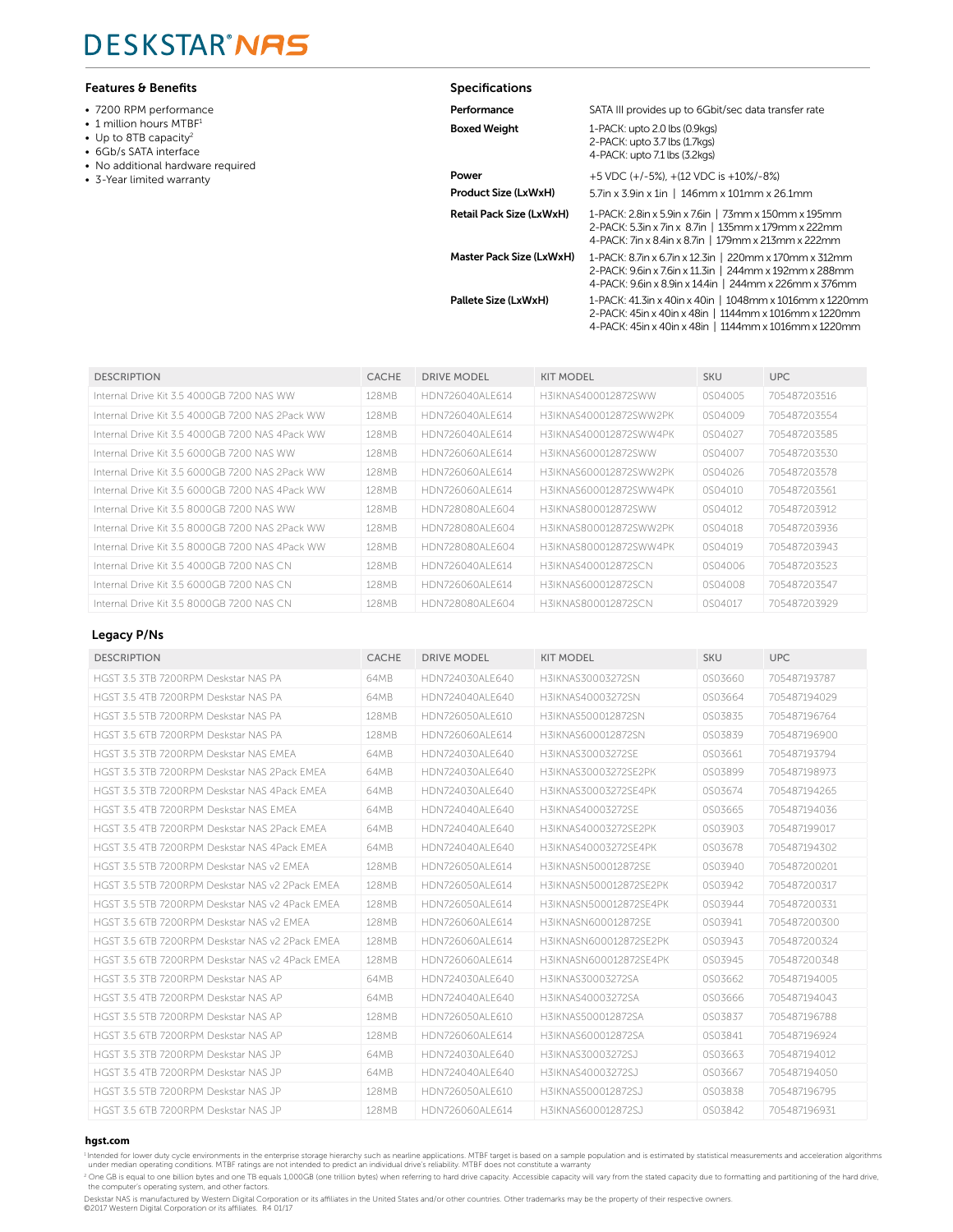# DESKSTAR® NAS

## Features & Benefits

- 7200 RPM performance
- 1 million hours MTBF[1]
- Up to 8TB capacity[2]
- 6Gb/s SATA interface
- No additional hardware required
- 3-Year limited warranty

## Specifications

| | |
|---|---|
| **Performance** | SATA III provides up to 6Gbit/sec data transfer rate |
| **Boxed Weight** | 1-PACK: upto 2.0 lbs (0.9kgs)<br>2-PACK: upto 3.7 lbs (1.7kgs)<br>4-PACK: upto 7.1 lbs (3.2kgs) |
| **Power** | +5 VDC (+/-5%), +(12 VDC is +10%/-8%) |
| **Product Size (LxWxH)** | 5.7in x 3.9in x 1in \| 146mm x 101mm x 26.1mm |
| **Retail Pack Size (LxWxH)** | 1-PACK: 2.8in x 5.9in x 7.6in \| 73mm x 150mm x 195mm<br>2-PACK: 5.3in x 7in x 8.7in \| 135mm x 179mm x 222mm<br>4-PACK: 7in x 8.4in x 8.7in \| 179mm x 213mm x 222mm |
| **Master Pack Size (LxWxH)** | 1-PACK: 8.7in x 6.7in x 12.3in \| 220mm x 170mm x 312mm<br>2-PACK: 9.6in x 7.6in x 11.3in \| 244mm x 192mm x 288mm<br>4-PACK: 9.6in x 8.9in x 14.4in \| 244mm x 226mm x 376mm |
| **Pallete Size (LxWxH)** | 1-PACK: 41.3in x 40in x 40in \| 1048mm x 1016mm x 1220mm<br>2-PACK: 45in x 40in x 48in \| 1144mm x 1016mm x 1220mm<br>4-PACK: 45in x 40in x 48in \| 1144mm x 1016mm x 1220mm |

| DESCRIPTION | CACHE | DRIVE MODEL | KIT MODEL | SKU | UPC |
|---|---|---|---|---|---|
| Internal Drive Kit 3.5 4000GB 7200 NAS WW | 128MB | HDN726040ALE614 | H3IKNAS400012872SWW | 0S04005 | 705487203516 |
| Internal Drive Kit 3.5 4000GB 7200 NAS 2Pack WW | 128MB | HDN726040ALE614 | H3IKNAS400012872SWW2PK | 0S04009 | 705487203554 |
| Internal Drive Kit 3.5 4000GB 7200 NAS 4Pack WW | 128MB | HDN726040ALE614 | H3IKNAS400012872SWW4PK | 0S04027 | 705487203585 |
| Internal Drive Kit 3.5 6000GB 7200 NAS WW | 128MB | HDN726060ALE614 | H3IKNAS600012872SWW | 0S04007 | 705487203530 |
| Internal Drive Kit 3.5 6000GB 7200 NAS 2Pack WW | 128MB | HDN726060ALE614 | H3IKNAS600012872SWW2PK | 0S04026 | 705487203578 |
| Internal Drive Kit 3.5 6000GB 7200 NAS 4Pack WW | 128MB | HDN726060ALE614 | H3IKNAS600012872SWW4PK | 0S04010 | 705487203561 |
| Internal Drive Kit 3.5 8000GB 7200 NAS WW | 128MB | HDN728080ALE604 | H3IKNAS800012872SWW | 0S04012 | 705487203912 |
| Internal Drive Kit 3.5 8000GB 7200 NAS 2Pack WW | 128MB | HDN728080ALE604 | H3IKNAS800012872SWW2PK | 0S04018 | 705487203936 |
| Internal Drive Kit 3.5 8000GB 7200 NAS 4Pack WW | 128MB | HDN728080ALE604 | H3IKNAS800012872SWW4PK | 0S04019 | 705487203943 |
| Internal Drive Kit 3.5 4000GB 7200 NAS CN | 128MB | HDN726040ALE614 | H3IKNAS400012872SCN | 0S04006 | 705487203523 |
| Internal Drive Kit 3.5 6000GB 7200 NAS CN | 128MB | HDN726060ALE614 | H3IKNAS600012872SCN | 0S04008 | 705487203547 |
| Internal Drive Kit 3.5 8000GB 7200 NAS CN | 128MB | HDN728080ALE604 | H3IKNAS800012872SCN | 0S04017 | 705487203929 |

## Legacy P/Ns

| DESCRIPTION | CACHE | DRIVE MODEL | KIT MODEL | SKU | UPC |
|---|---|---|---|---|---|
| HGST 3.5 3TB 7200RPM Deskstar NAS PA | 64MB | HDN724030ALE640 | H3IKNAS30003272SN | 0S03660 | 705487193787 |
| HGST 3.5 4TB 7200RPM Deskstar NAS PA | 64MB | HDN724040ALE640 | H3IKNAS40003272SN | 0S03664 | 705487194029 |
| HGST 3.5 5TB 7200RPM Deskstar NAS PA | 128MB | HDN726050ALE610 | H3IKNAS500012872SN | 0S03835 | 705487196764 |
| HGST 3.5 6TB 7200RPM Deskstar NAS PA | 128MB | HDN726060ALE614 | H3IKNAS600012872SN | 0S03839 | 705487196900 |
| HGST 3.5 3TB 7200RPM Deskstar NAS EMEA | 64MB | HDN724030ALE640 | H3IKNAS30003272SE | 0S03661 | 705487193794 |
| HGST 3.5 3TB 7200RPM Deskstar NAS 2Pack EMEA | 64MB | HDN724030ALE640 | H3IKNAS30003272SE2PK | 0S03899 | 705487198973 |
| HGST 3.5 3TB 7200RPM Deskstar NAS 4Pack EMEA | 64MB | HDN724030ALE640 | H3IKNAS30003272SE4PK | 0S03674 | 705487194265 |
| HGST 3.5 4TB 7200RPM Deskstar NAS EMEA | 64MB | HDN724040ALE640 | H3IKNAS40003272SE | 0S03665 | 705487194036 |
| HGST 3.5 4TB 7200RPM Deskstar NAS 2Pack EMEA | 64MB | HDN724040ALE640 | H3IKNAS40003272SE2PK | 0S03903 | 705487199017 |
| HGST 3.5 4TB 7200RPM Deskstar NAS 4Pack EMEA | 64MB | HDN724040ALE640 | H3IKNAS40003272SE4PK | 0S03678 | 705487194302 |
| HGST 3.5 5TB 7200RPM Deskstar NAS v2 EMEA | 128MB | HDN726050ALE614 | H3IKNASN500012872SE | 0S03940 | 705487200201 |
| HGST 3.5 5TB 7200RPM Deskstar NAS v2 2Pack EMEA | 128MB | HDN726050ALE614 | H3IKNASN500012872SE2PK | 0S03942 | 705487200317 |
| HGST 3.5 5TB 7200RPM Deskstar NAS v2 4Pack EMEA | 128MB | HDN726050ALE614 | H3IKNASN500012872SE4PK | 0S03944 | 705487200331 |
| HGST 3.5 6TB 7200RPM Deskstar NAS v2 EMEA | 128MB | HDN726060ALE614 | H3IKNASN600012872SE | 0S03941 | 705487200300 |
| HGST 3.5 6TB 7200RPM Deskstar NAS v2 2Pack EMEA | 128MB | HDN726060ALE614 | H3IKNASN600012872SE2PK | 0S03943 | 705487200324 |
| HGST 3.5 6TB 7200RPM Deskstar NAS v2 4Pack EMEA | 128MB | HDN726060ALE614 | H3IKNASN600012872SE4PK | 0S03945 | 705487200348 |
| HGST 3.5 3TB 7200RPM Deskstar NAS AP | 64MB | HDN724030ALE640 | H3IKNAS30003272SA | 0S03662 | 705487194005 |
| HGST 3.5 4TB 7200RPM Deskstar NAS AP | 64MB | HDN724040ALE640 | H3IKNAS40003272SA | 0S03666 | 705487194043 |
| HGST 3.5 5TB 7200RPM Deskstar NAS AP | 128MB | HDN726050ALE610 | H3IKNAS500012872SA | 0S03837 | 705487196788 |
| HGST 3.5 6TB 7200RPM Deskstar NAS AP | 128MB | HDN726060ALE614 | H3IKNAS600012872SA | 0S03841 | 705487196924 |
| HGST 3.5 3TB 7200RPM Deskstar NAS JP | 64MB | HDN724030ALE640 | H3IKNAS30003272SJ | 0S03663 | 705487194012 |
| HGST 3.5 4TB 7200RPM Deskstar NAS JP | 64MB | HDN724040ALE640 | H3IKNAS40003272SJ | 0S03667 | 705487194050 |
| HGST 3.5 5TB 7200RPM Deskstar NAS JP | 128MB | HDN726050ALE610 | H3IKNAS500012872SJ | 0S03838 | 705487196795 |
| HGST 3.5 6TB 7200RPM Deskstar NAS JP | 128MB | HDN726060ALE614 | H3IKNAS600012872SJ | 0S03842 | 705487196931 |

**hgst.com**

[1] Intended for lower duty cycle environments in the enterprise storage hierarchy such as nearline applications. MTBF target is based on a sample population and is estimated by statistical measurements and acceleration algorithms under median operating conditions. MTBF ratings are not intended to predict an individual drive's reliability. MTBF does not constitute a warranty

[2] One GB is equal to one billion bytes and one TB equals 1,000GB (one trillion bytes) when referring to hard drive capacity. Accessible capacity will vary from the stated capacity due to formatting and partitioning of the hard drive, the computer's operating system, and other factors.

Deskstar NAS is manufactured by Western Digital Corporation or its affiliates in the United States and/or other countries. Other trademarks may be the property of their respective owners.
©2017 Western Digital Corporation or its affiliates. R4 01/17